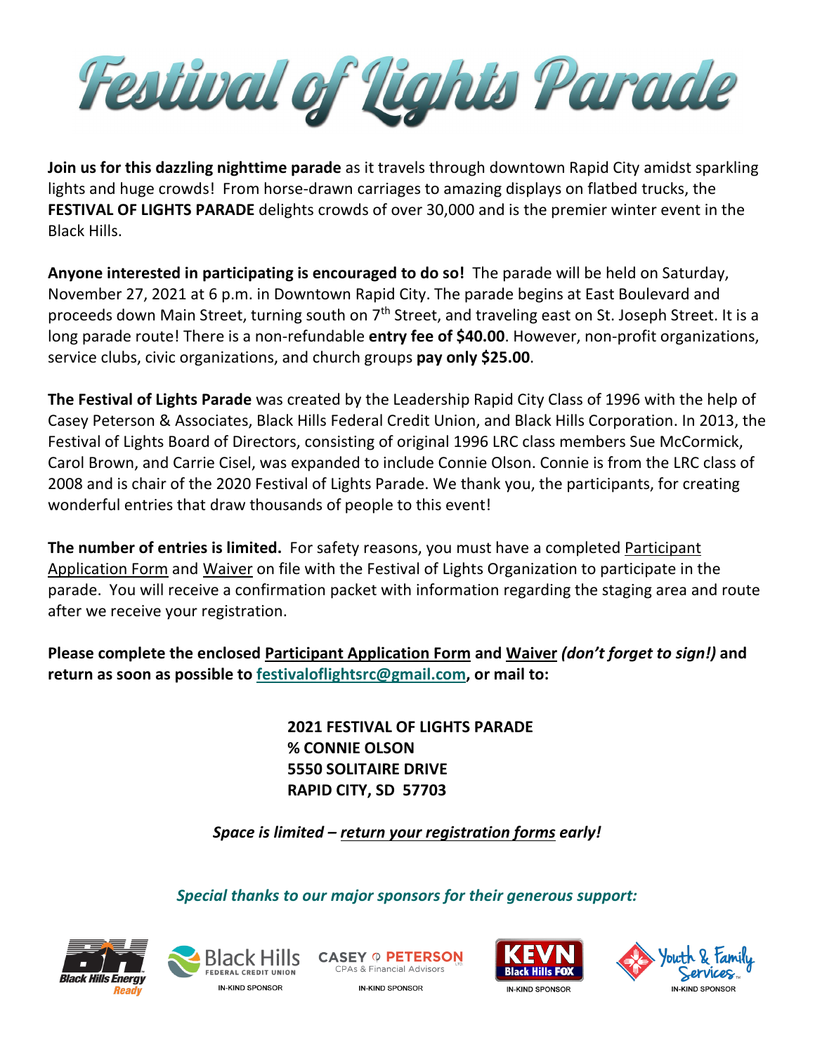# Festival of Lights Parade

**Join us for this dazzling nighttime parade** as it travels through downtown Rapid City amidst sparkling lights and huge crowds! From horse-drawn carriages to amazing displays on flatbed trucks, the **FESTIVAL OF LIGHTS PARADE** delights crowds of over 30,000 and is the premier winter event in the Black Hills.

**Anyone interested in participating is encouraged to do so!** The parade will be held on Saturday, November 27, 2021 at 6 p.m. in Downtown Rapid City. The parade begins at East Boulevard and proceeds down Main Street, turning south on 7th Street, and traveling east on St. Joseph Street. It is a long parade route! There is a non-refundable **entry fee of $40.00**. However, non-profit organizations, service clubs, civic organizations, and church groups **pay only $25.00**.

**The Festival of Lights Parade** was created by the Leadership Rapid City Class of 1996 with the help of Casey Peterson & Associates, Black Hills Federal Credit Union, and Black Hills Corporation. In 2013, the Festival of Lights Board of Directors, consisting of original 1996 LRC class members Sue McCormick, Carol Brown, and Carrie Cisel, was expanded to include Connie Olson. Connie is from the LRC class of 2008 and is chair of the 2020 Festival of Lights Parade. We thank you, the participants, for creating wonderful entries that draw thousands of people to this event!

**The number of entries is limited.** For safety reasons, you must have a completed Participant Application Form and Waiver on file with the Festival of Lights Organization to participate in the parade. You will receive a confirmation packet with information regarding the staging area and route after we receive your registration.

**Please complete the enclosed Participant Application Form and Waiver *(don't forget to sign!)* and return as soon as possible to festivaloflightsrc@gmail.com, or mail to:**

**2021 FESTIVAL OF LIGHTS PARADE**
**% CONNIE OLSON**
**5550 SOLITAIRE DRIVE**
**RAPID CITY, SD 57703**

***Space is limited – return your registration forms early!***

***Special thanks to our major sponsors for their generous support:***

Black Hills Energy Ready

Black Hills Federal Credit Union — IN-KIND SPONSOR

Casey Peterson CPAs & Financial Advisors — IN-KIND SPONSOR

KEVN Black Hills FOX — IN-KIND SPONSOR

Youth & Family Services — IN-KIND SPONSOR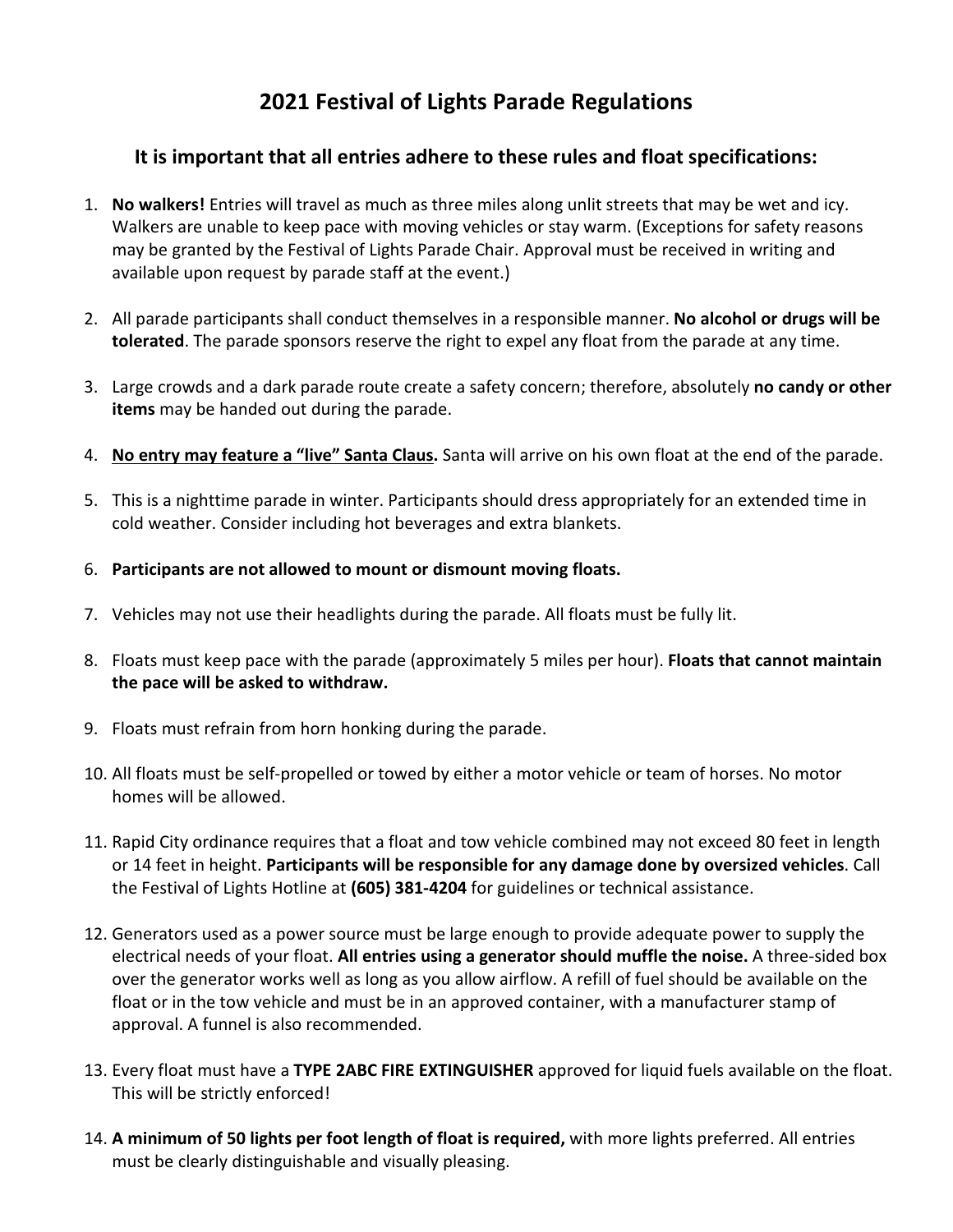# 2021 Festival of Lights Parade Regulations

## It is important that all entries adhere to these rules and float specifications:

1. **No walkers!** Entries will travel as much as three miles along unlit streets that may be wet and icy. Walkers are unable to keep pace with moving vehicles or stay warm. (Exceptions for safety reasons may be granted by the Festival of Lights Parade Chair. Approval must be received in writing and available upon request by parade staff at the event.)

2. All parade participants shall conduct themselves in a responsible manner. **No alcohol or drugs will be tolerated**. The parade sponsors reserve the right to expel any float from the parade at any time.

3. Large crowds and a dark parade route create a safety concern; therefore, absolutely **no candy or other items** may be handed out during the parade.

4. <u>**No entry may feature a "live" Santa Claus.**</u> Santa will arrive on his own float at the end of the parade.

5. This is a nighttime parade in winter. Participants should dress appropriately for an extended time in cold weather. Consider including hot beverages and extra blankets.

6. **Participants are not allowed to mount or dismount moving floats.**

7. Vehicles may not use their headlights during the parade. All floats must be fully lit.

8. Floats must keep pace with the parade (approximately 5 miles per hour). **Floats that cannot maintain the pace will be asked to withdraw.**

9. Floats must refrain from horn honking during the parade.

10. All floats must be self-propelled or towed by either a motor vehicle or team of horses. No motor homes will be allowed.

11. Rapid City ordinance requires that a float and tow vehicle combined may not exceed 80 feet in length or 14 feet in height. **Participants will be responsible for any damage done by oversized vehicles**. Call the Festival of Lights Hotline at **(605) 381-4204** for guidelines or technical assistance.

12. Generators used as a power source must be large enough to provide adequate power to supply the electrical needs of your float. **All entries using a generator should muffle the noise.** A three-sided box over the generator works well as long as you allow airflow. A refill of fuel should be available on the float or in the tow vehicle and must be in an approved container, with a manufacturer stamp of approval. A funnel is also recommended.

13. Every float must have a **TYPE 2ABC FIRE EXTINGUISHER** approved for liquid fuels available on the float. This will be strictly enforced!

14. **A minimum of 50 lights per foot length of float is required,** with more lights preferred. All entries must be clearly distinguishable and visually pleasing.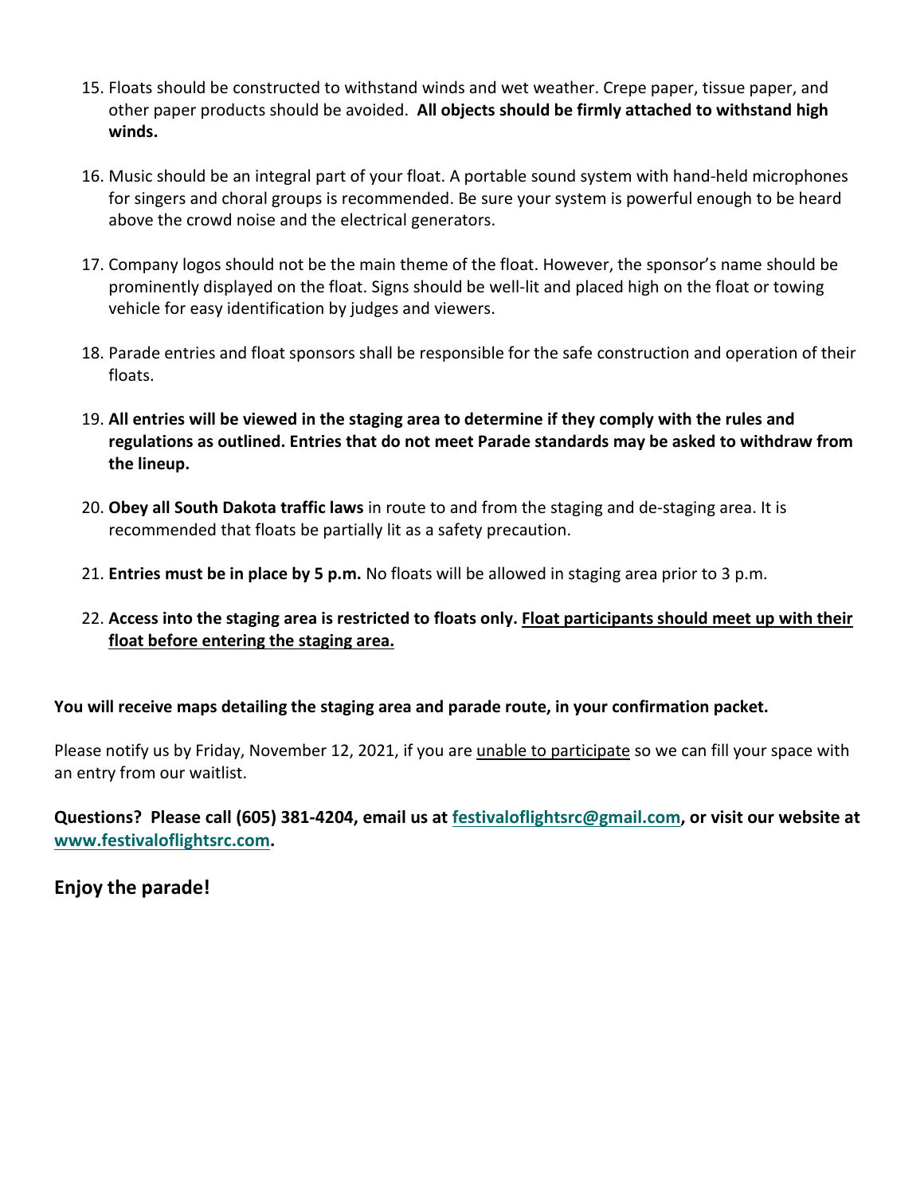15. Floats should be constructed to withstand winds and wet weather. Crepe paper, tissue paper, and other paper products should be avoided. **All objects should be firmly attached to withstand high winds.**

16. Music should be an integral part of your float. A portable sound system with hand-held microphones for singers and choral groups is recommended. Be sure your system is powerful enough to be heard above the crowd noise and the electrical generators.

17. Company logos should not be the main theme of the float. However, the sponsor's name should be prominently displayed on the float. Signs should be well-lit and placed high on the float or towing vehicle for easy identification by judges and viewers.

18. Parade entries and float sponsors shall be responsible for the safe construction and operation of their floats.

19. **All entries will be viewed in the staging area to determine if they comply with the rules and regulations as outlined. Entries that do not meet Parade standards may be asked to withdraw from the lineup.**

20. **Obey all South Dakota traffic laws** in route to and from the staging and de-staging area. It is recommended that floats be partially lit as a safety precaution.

21. **Entries must be in place by 5 p.m.** No floats will be allowed in staging area prior to 3 p.m.

22. **Access into the staging area is restricted to floats only. Float participants should meet up with their float before entering the staging area.**

**You will receive maps detailing the staging area and parade route, in your confirmation packet.**

Please notify us by Friday, November 12, 2021, if you are unable to participate so we can fill your space with an entry from our waitlist.

**Questions? Please call (605) 381-4204, email us at festivaloflightsrc@gmail.com, or visit our website at www.festivaloflightsrc.com.**

**Enjoy the parade!**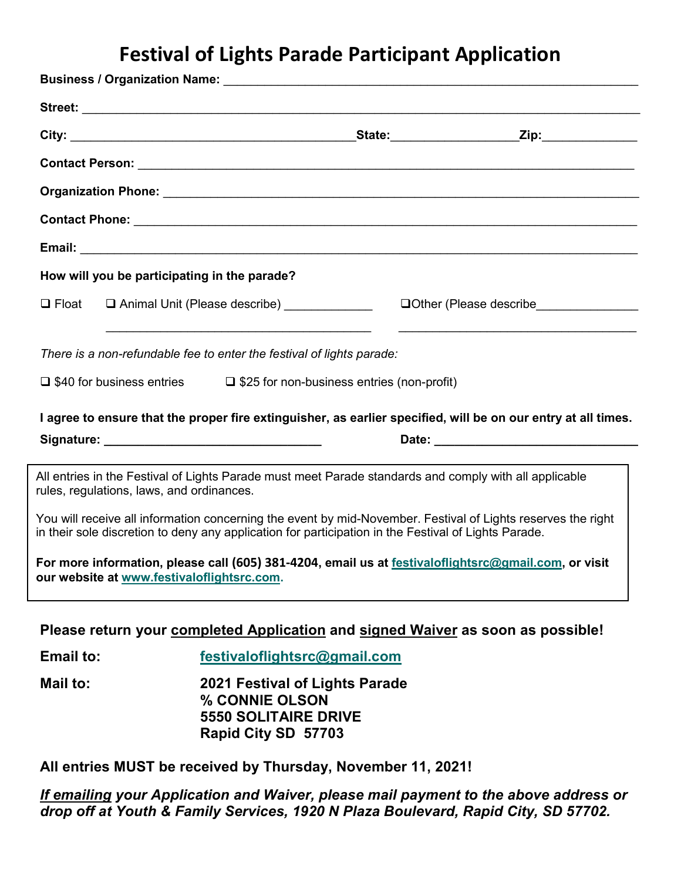# Festival of Lights Parade Participant Application

**Business / Organization Name:** ___________________________________________________________

**Street:** ___________________________________________________________________________

**City:** _______________________________________**State:**__________________**Zip:**_____________

**Contact Person:** _____________________________________________________________________

**Organization Phone:** __________________________________________________________________

**Contact Phone:** ______________________________________________________________________

**Email:** ______________________________________________________________________________

**How will you be participating in the parade?**

❑ Float ❑ Animal Unit (Please describe) ____________ ❑Other (Please describe_______________

________________________________________ ___________________________________

*There is a non-refundable fee to enter the festival of lights parade:*

❑ $40 for business entries ❑ $25 for non-business entries (non-profit)

**I agree to ensure that the proper fire extinguisher, as earlier specified, will be on our entry at all times.**

**Signature:** _______________________________ **Date:** ____________________________

All entries in the Festival of Lights Parade must meet Parade standards and comply with all applicable rules, regulations, laws, and ordinances.

You will receive all information concerning the event by mid-November. Festival of Lights reserves the right in their sole discretion to deny any application for participation in the Festival of Lights Parade.

**For more information, please call (605) 381-4204, email us at festivaloflightsrc@gmail.com, or visit our website at www.festivaloflightsrc.com.**

**Please return your completed Application and signed Waiver as soon as possible!**

**Email to:** **festivaloflightsrc@gmail.com**

**Mail to:**
**2021 Festival of Lights Parade**
**% CONNIE OLSON**
**5550 SOLITAIRE DRIVE**
**Rapid City SD 57703**

**All entries MUST be received by Thursday, November 11, 2021!**

***If emailing your Application and Waiver, please mail payment to the above address or drop off at Youth & Family Services, 1920 N Plaza Boulevard, Rapid City, SD 57702.***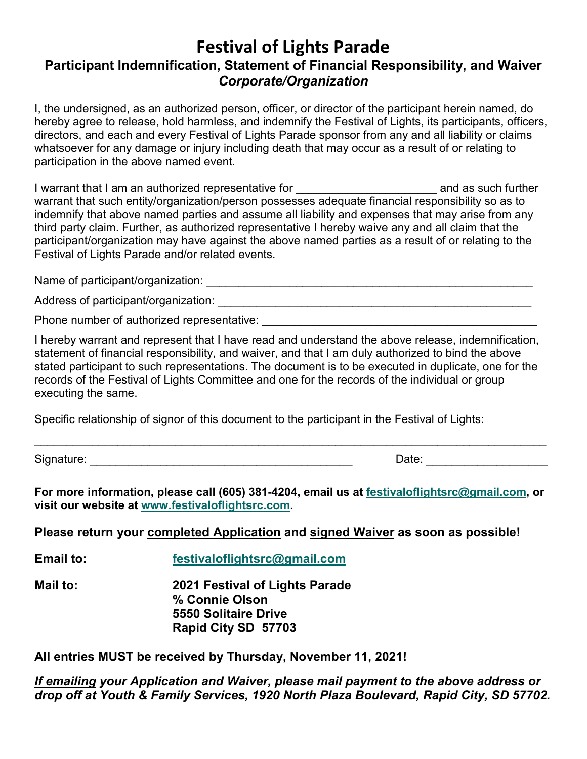# Festival of Lights Parade

## Participant Indemnification, Statement of Financial Responsibility, and Waiver

## *Corporate/Organization*

I, the undersigned, as an authorized person, officer, or director of the participant herein named, do hereby agree to release, hold harmless, and indemnify the Festival of Lights, its participants, officers, directors, and each and every Festival of Lights Parade sponsor from any and all liability or claims whatsoever for any damage or injury including death that may occur as a result of or relating to participation in the above named event.

I warrant that I am an authorized representative for ______________________ and as such further warrant that such entity/organization/person possesses adequate financial responsibility so as to indemnify that above named parties and assume all liability and expenses that may arise from any third party claim. Further, as authorized representative I hereby waive any and all claim that the participant/organization may have against the above named parties as a result of or relating to the Festival of Lights Parade and/or related events.

Name of participant/organization: ___________________________________________________

Address of participant/organization: _________________________________________________

Phone number of authorized representative: ____________________________________________

I hereby warrant and represent that I have read and understand the above release, indemnification, statement of financial responsibility, and waiver, and that I am duly authorized to bind the above stated participant to such representations. The document is to be executed in duplicate, one for the records of the Festival of Lights Committee and one for the records of the individual or group executing the same.

Specific relationship of signor of this document to the participant in the Festival of Lights:

_________________________________________________________________________________

Signature: __________________________________________ Date: ___________________

**For more information, please call (605) 381-4204, email us at [festivaloflightsrc@gmail.com](mailto:festivaloflightsrc@gmail.com), or visit our website at [www.festivaloflightsrc.com](http://www.festivaloflightsrc.com).**

**Please return your <u>completed Application</u> and <u>signed Waiver</u> as soon as possible!**

**Email to:** **[festivaloflightsrc@gmail.com](mailto:festivaloflightsrc@gmail.com)**

**Mail to:**
**2021 Festival of Lights Parade**
**% Connie Olson**
**5550 Solitaire Drive**
**Rapid City SD 57703**

**All entries MUST be received by Thursday, November 11, 2021!**

***<u>If emailing</u> your Application and Waiver, please mail payment to the above address or drop off at Youth & Family Services, 1920 North Plaza Boulevard, Rapid City, SD 57702.***